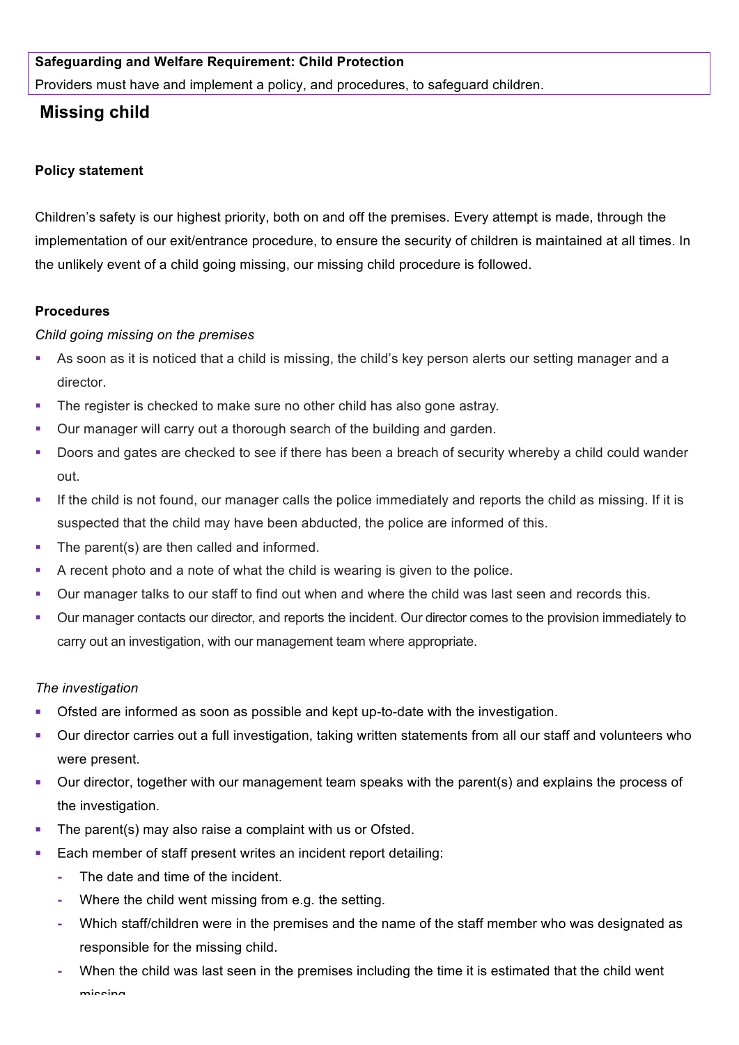**Safeguarding and Welfare Requirement: Child Protection**

Providers must have and implement a policy, and procedures, to safeguard children.

## Missing child

**Policy statement**

Children's safety is our highest priority, both on and off the premises. Every attempt is made, through the implementation of our exit/entrance procedure, to ensure the security of children is maintained at all times. In the unlikely event of a child going missing, our missing child procedure is followed.

**Procedures**

*Child going missing on the premises*

- As soon as it is noticed that a child is missing, the child's key person alerts our setting manager and a director.
- The register is checked to make sure no other child has also gone astray.
- Our manager will carry out a thorough search of the building and garden.
- Doors and gates are checked to see if there has been a breach of security whereby a child could wander out.
- If the child is not found, our manager calls the police immediately and reports the child as missing. If it is suspected that the child may have been abducted, the police are informed of this.
- The parent(s) are then called and informed.
- A recent photo and a note of what the child is wearing is given to the police.
- Our manager talks to our staff to find out when and where the child was last seen and records this.
- Our manager contacts our director, and reports the incident. Our director comes to the provision immediately to carry out an investigation, with our management team where appropriate.

*The investigation*

- Ofsted are informed as soon as possible and kept up-to-date with the investigation.
- Our director carries out a full investigation, taking written statements from all our staff and volunteers who were present.
- Our director, together with our management team speaks with the parent(s) and explains the process of the investigation.
- The parent(s) may also raise a complaint with us or Ofsted.
- Each member of staff present writes an incident report detailing:
  - The date and time of the incident.
  - Where the child went missing from e.g. the setting.
  - Which staff/children were in the premises and the name of the staff member who was designated as responsible for the missing child.
  - When the child was last seen in the premises including the time it is estimated that the child went missing.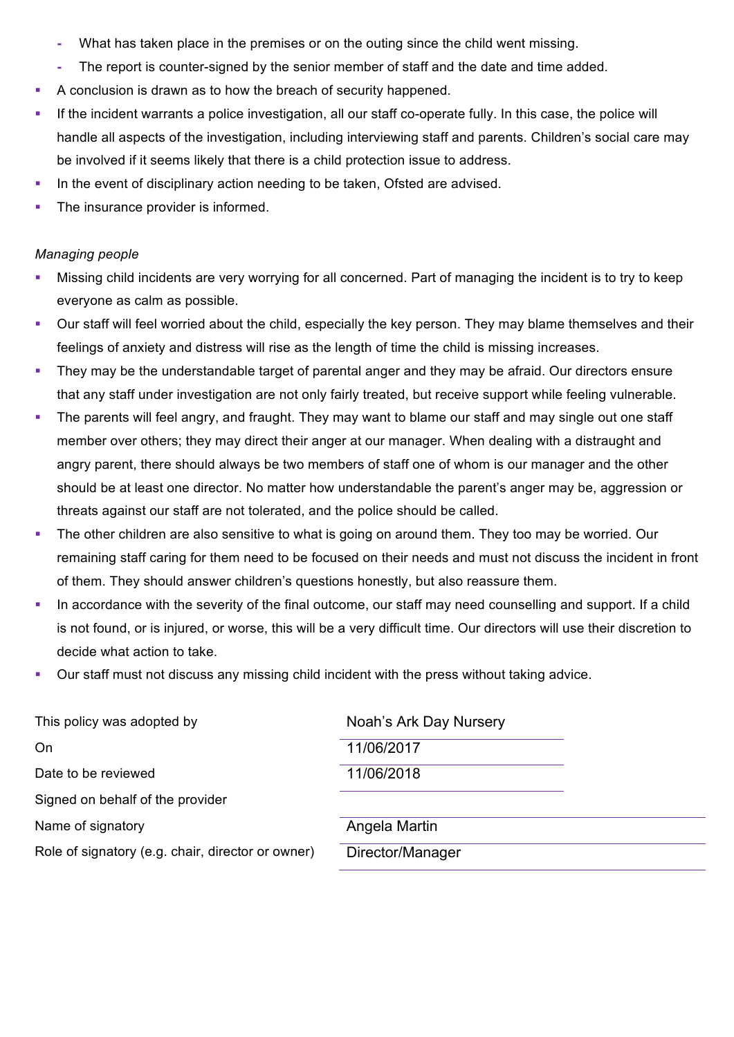- What has taken place in the premises or on the outing since the child went missing.
  - The report is counter-signed by the senior member of staff and the date and time added.
- A conclusion is drawn as to how the breach of security happened.
- If the incident warrants a police investigation, all our staff co-operate fully. In this case, the police will handle all aspects of the investigation, including interviewing staff and parents. Children's social care may be involved if it seems likely that there is a child protection issue to address.
- In the event of disciplinary action needing to be taken, Ofsted are advised.
- The insurance provider is informed.

*Managing people*

- Missing child incidents are very worrying for all concerned. Part of managing the incident is to try to keep everyone as calm as possible.
- Our staff will feel worried about the child, especially the key person. They may blame themselves and their feelings of anxiety and distress will rise as the length of time the child is missing increases.
- They may be the understandable target of parental anger and they may be afraid. Our directors ensure that any staff under investigation are not only fairly treated, but receive support while feeling vulnerable.
- The parents will feel angry, and fraught. They may want to blame our staff and may single out one staff member over others; they may direct their anger at our manager. When dealing with a distraught and angry parent, there should always be two members of staff one of whom is our manager and the other should be at least one director. No matter how understandable the parent's anger may be, aggression or threats against our staff are not tolerated, and the police should be called.
- The other children are also sensitive to what is going on around them. They too may be worried. Our remaining staff caring for them need to be focused on their needs and must not discuss the incident in front of them. They should answer children's questions honestly, but also reassure them.
- In accordance with the severity of the final outcome, our staff may need counselling and support. If a child is not found, or is injured, or worse, this will be a very difficult time. Our directors will use their discretion to decide what action to take.
- Our staff must not discuss any missing child incident with the press without taking advice.

| | |
|---|---|
| This policy was adopted by | Noah's Ark Day Nursery |
| On | 11/06/2017 |
| Date to be reviewed | 11/06/2018 |
| Signed on behalf of the provider | |
| Name of signatory | Angela Martin |
| Role of signatory (e.g. chair, director or owner) | Director/Manager |